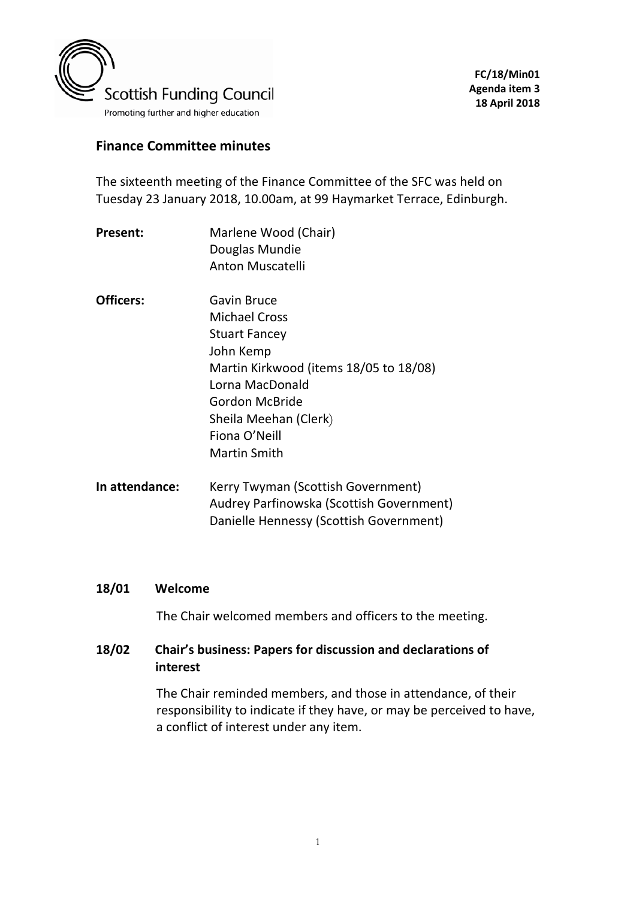FC/18/Min01
Agenda item 3
18 April 2018

## Finance Committee minutes

The sixteenth meeting of the Finance Committee of the SFC was held on Tuesday 23 January 2018, 10.00am, at 99 Haymarket Terrace, Edinburgh.

**Present:** Marlene Wood (Chair)
Douglas Mundie
Anton Muscatelli

**Officers:** Gavin Bruce
Michael Cross
Stuart Fancey
John Kemp
Martin Kirkwood (items 18/05 to 18/08)
Lorna MacDonald
Gordon McBride
Sheila Meehan (Clerk)
Fiona O'Neill
Martin Smith

**In attendance:** Kerry Twyman (Scottish Government)
Audrey Parfinowska (Scottish Government)
Danielle Hennessy (Scottish Government)

### 18/01 Welcome

The Chair welcomed members and officers to the meeting.

### 18/02 Chair's business: Papers for discussion and declarations of interest

The Chair reminded members, and those in attendance, of their responsibility to indicate if they have, or may be perceived to have, a conflict of interest under any item.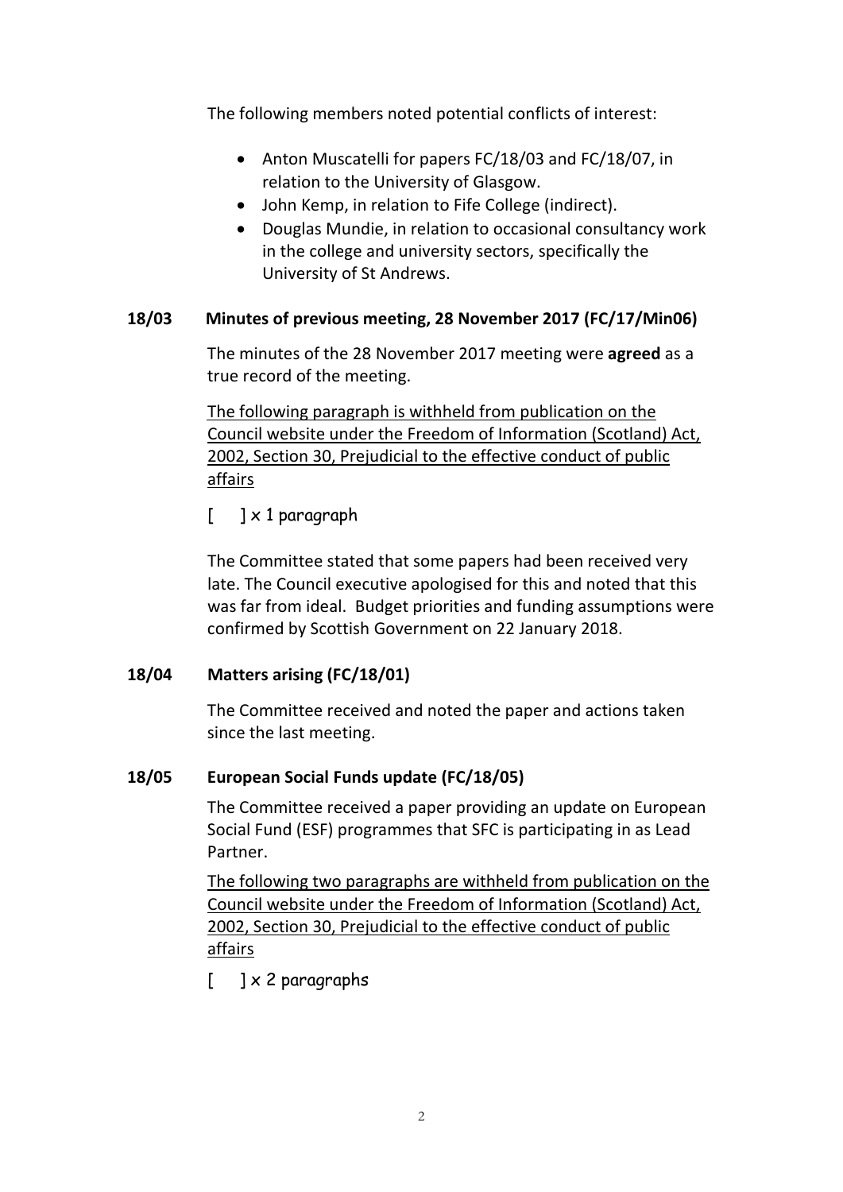The following members noted potential conflicts of interest:

- Anton Muscatelli for papers FC/18/03 and FC/18/07, in relation to the University of Glasgow.
- John Kemp, in relation to Fife College (indirect).
- Douglas Mundie, in relation to occasional consultancy work in the college and university sectors, specifically the University of St Andrews.

**18/03 Minutes of previous meeting, 28 November 2017 (FC/17/Min06)**

The minutes of the 28 November 2017 meeting were **agreed** as a true record of the meeting.

The following paragraph is withheld from publication on the Council website under the Freedom of Information (Scotland) Act, 2002, Section 30, Prejudicial to the effective conduct of public affairs

[ ] x 1 paragraph

The Committee stated that some papers had been received very late. The Council executive apologised for this and noted that this was far from ideal. Budget priorities and funding assumptions were confirmed by Scottish Government on 22 January 2018.

**18/04 Matters arising (FC/18/01)**

The Committee received and noted the paper and actions taken since the last meeting.

**18/05 European Social Funds update (FC/18/05)**

The Committee received a paper providing an update on European Social Fund (ESF) programmes that SFC is participating in as Lead Partner.

The following two paragraphs are withheld from publication on the Council website under the Freedom of Information (Scotland) Act, 2002, Section 30, Prejudicial to the effective conduct of public affairs

[ ] x 2 paragraphs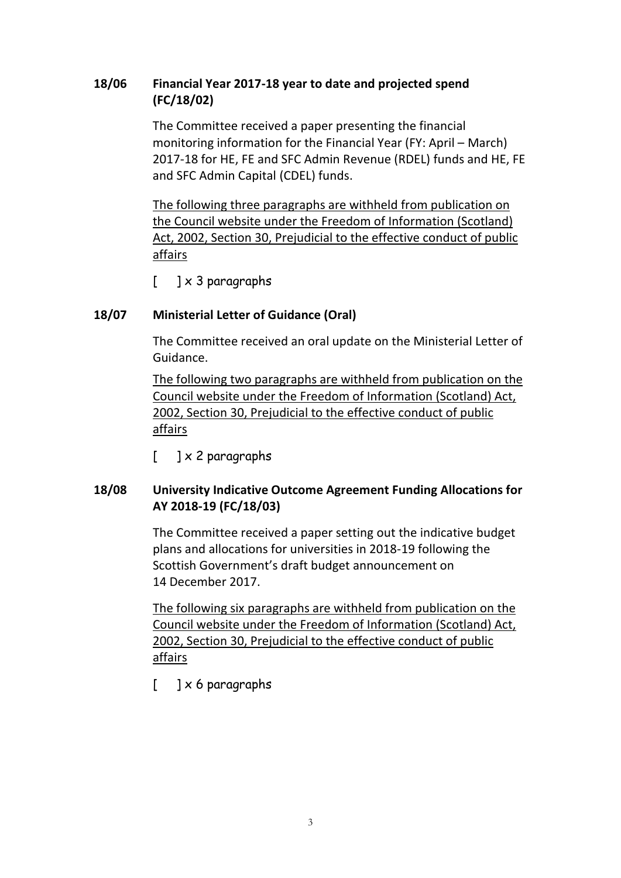**18/06 Financial Year 2017-18 year to date and projected spend (FC/18/02)**

The Committee received a paper presenting the financial monitoring information for the Financial Year (FY: April – March) 2017-18 for HE, FE and SFC Admin Revenue (RDEL) funds and HE, FE and SFC Admin Capital (CDEL) funds.

<u>The following three paragraphs are withheld from publication on the Council website under the Freedom of Information (Scotland) Act, 2002, Section 30, Prejudicial to the effective conduct of public affairs</u>

[ ] x 3 paragraphs

**18/07 Ministerial Letter of Guidance (Oral)**

The Committee received an oral update on the Ministerial Letter of Guidance.

<u>The following two paragraphs are withheld from publication on the Council website under the Freedom of Information (Scotland) Act, 2002, Section 30, Prejudicial to the effective conduct of public affairs</u>

[ ] x 2 paragraphs

**18/08 University Indicative Outcome Agreement Funding Allocations for AY 2018-19 (FC/18/03)**

The Committee received a paper setting out the indicative budget plans and allocations for universities in 2018-19 following the Scottish Government's draft budget announcement on 14 December 2017.

<u>The following six paragraphs are withheld from publication on the Council website under the Freedom of Information (Scotland) Act, 2002, Section 30, Prejudicial to the effective conduct of public affairs</u>

[ ] x 6 paragraphs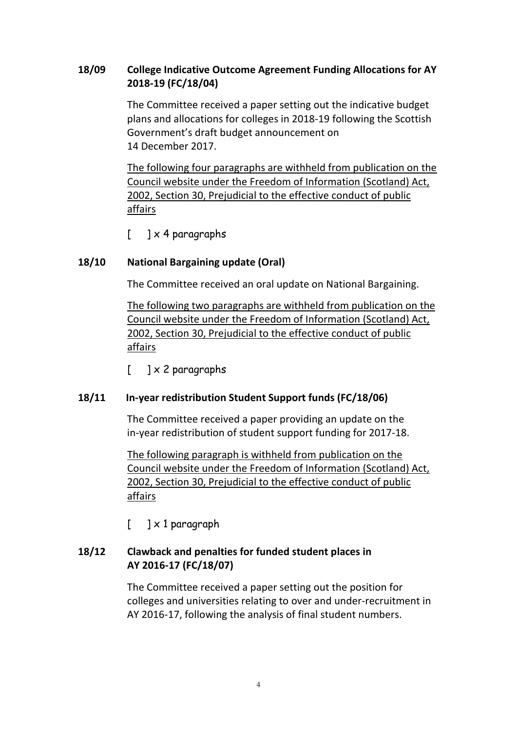**18/09 College Indicative Outcome Agreement Funding Allocations for AY 2018-19 (FC/18/04)**

The Committee received a paper setting out the indicative budget plans and allocations for colleges in 2018-19 following the Scottish Government's draft budget announcement on 14 December 2017.

<u>The following four paragraphs are withheld from publication on the Council website under the Freedom of Information (Scotland) Act, 2002, Section 30, Prejudicial to the effective conduct of public affairs</u>

[ ] x 4 paragraphs

**18/10 National Bargaining update (Oral)**

The Committee received an oral update on National Bargaining.

<u>The following two paragraphs are withheld from publication on the Council website under the Freedom of Information (Scotland) Act, 2002, Section 30, Prejudicial to the effective conduct of public affairs</u>

[ ] x 2 paragraphs

**18/11 In-year redistribution Student Support funds (FC/18/06)**

The Committee received a paper providing an update on the in-year redistribution of student support funding for 2017-18.

<u>The following paragraph is withheld from publication on the Council website under the Freedom of Information (Scotland) Act, 2002, Section 30, Prejudicial to the effective conduct of public affairs</u>

[ ] x 1 paragraph

**18/12 Clawback and penalties for funded student places in AY 2016-17 (FC/18/07)**

The Committee received a paper setting out the position for colleges and universities relating to over and under-recruitment in AY 2016-17, following the analysis of final student numbers.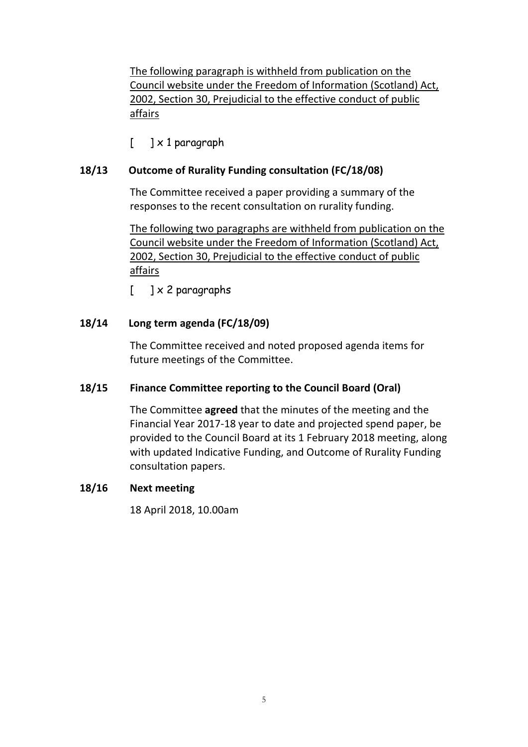The following paragraph is withheld from publication on the Council website under the Freedom of Information (Scotland) Act, 2002, Section 30, Prejudicial to the effective conduct of public affairs

[ ] x 1 paragraph

**18/13 Outcome of Rurality Funding consultation (FC/18/08)**

The Committee received a paper providing a summary of the responses to the recent consultation on rurality funding.

The following two paragraphs are withheld from publication on the Council website under the Freedom of Information (Scotland) Act, 2002, Section 30, Prejudicial to the effective conduct of public affairs

[ ] x 2 paragraphs

**18/14 Long term agenda (FC/18/09)**

The Committee received and noted proposed agenda items for future meetings of the Committee.

**18/15 Finance Committee reporting to the Council Board (Oral)**

The Committee **agreed** that the minutes of the meeting and the Financial Year 2017-18 year to date and projected spend paper, be provided to the Council Board at its 1 February 2018 meeting, along with updated Indicative Funding, and Outcome of Rurality Funding consultation papers.

**18/16 Next meeting**

18 April 2018, 10.00am